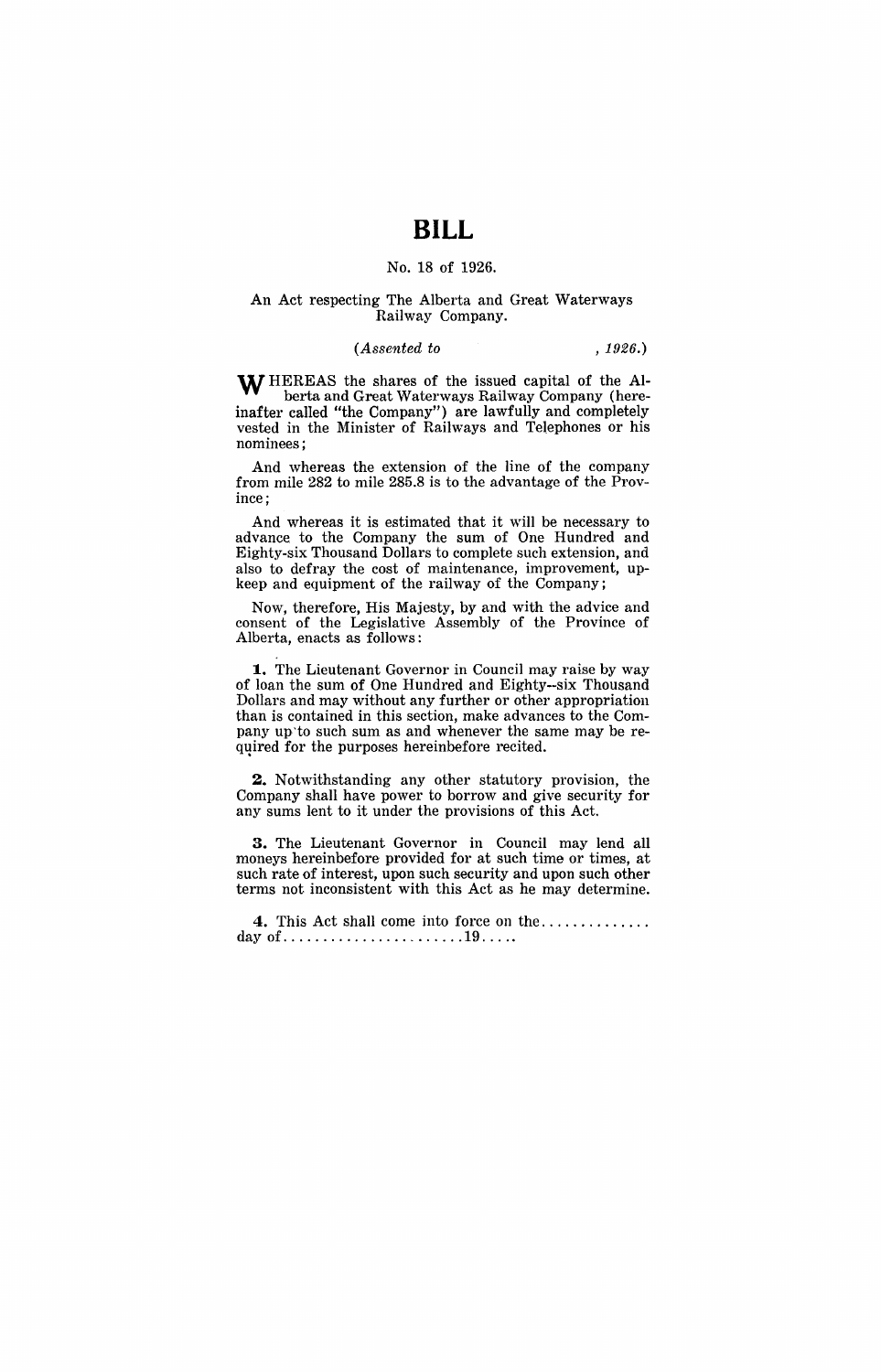# BILL

No. 18 of 1926.

An Act respecting The Alberta and Great Waterways Railway Company.

*(Assented to , 1926.)*

WHEREAS the shares of the issued capital of the Alberta and Great Waterways Railway Company (hereinafter called "the Company") are lawfully and completely vested in the Minister of Railways and Telephones or his nominees;

And whereas the extension of the line of the company from mile 282 to mile 285.8 is to the advantage of the Province;

And whereas it is estimated that it will be necessary to advance to the Company the sum of One Hundred and Eighty-six Thousand Dollars to complete such extension, and also to defray the cost of maintenance, improvement, upkeep and equipment of the railway of the Company;

Now, therefore, His Majesty, by and with the advice and consent of the Legislative Assembly of the Province of Alberta, enacts as follows:

**1.** The Lieutenant Governor in Council may raise by way of loan the sum of One Hundred and Eighty--six Thousand Dollars and may without any further or other appropriation than is contained in this section, make advances to the Company up to such sum as and whenever the same may be required for the purposes hereinbefore recited.

**2.** Notwithstanding any other statutory provision, the Company shall have power to borrow and give security for any sums lent to it under the provisions of this Act.

**3.** The Lieutenant Governor in Council may lend all moneys hereinbefore provided for at such time or times, at such rate of interest, upon such security and upon such other terms not inconsistent with this Act as he may determine.

**4.** This Act shall come into force on the.............. day of......................19.....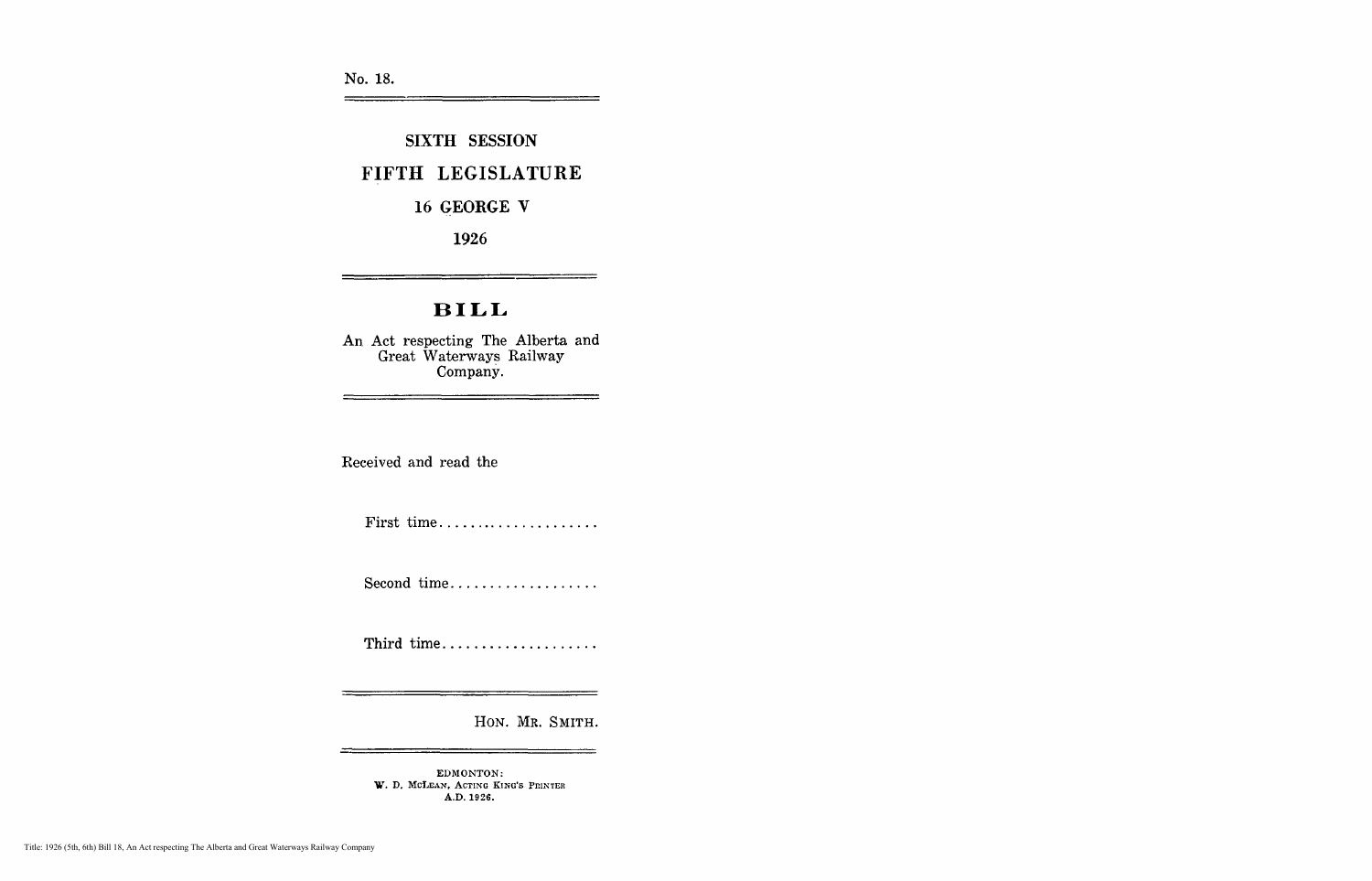No. 18.

SIXTH SESSION

FIFTH LEGISLATURE

16 GEORGE V

1926

# BILL

An Act respecting The Alberta and Great Waterways Railway Company.

Received and read the

First time....................

Second time..................

Third time...................

HON. MR. SMITH.

EDMONTON:
W. D. McLEAN, ACTING KING'S PRINTER
A.D. 1926.

Title: 1926 (5th, 6th) Bill 18, An Act respecting The Alberta and Great Waterways Railway Company